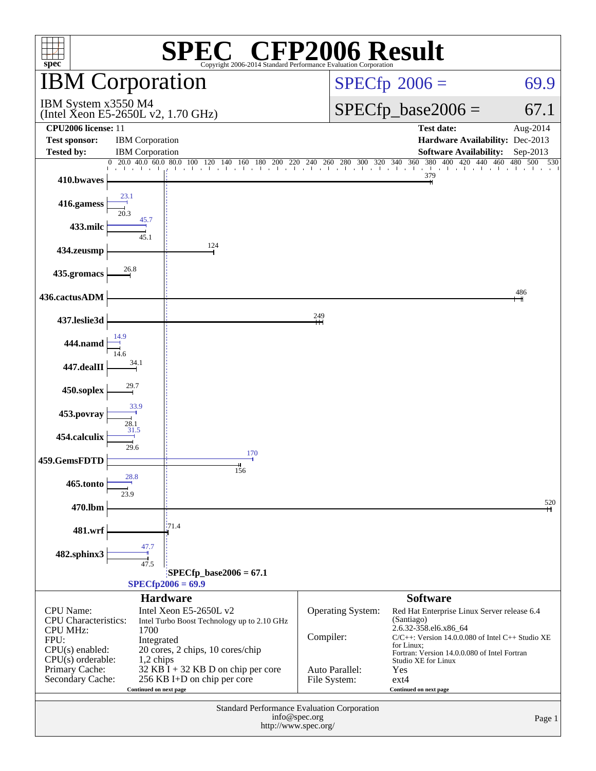# SPEC® CFP2006 Result

Copyright 2006-2014 Standard Performance Evaluation Corporation

## IBM Corporation

IBM System x3550 M4
(Intel Xeon E5-2650L v2, 1.70 GHz)

**SPECfp 2006 = 69.9**

**SPECfp_base2006 = 67.1**

| | | | |
|---|---|---|---|
| **CPU2006 license:** | 11 | **Test date:** | Aug-2014 |
| **Test sponsor:** | IBM Corporation | **Hardware Availability:** | Dec-2013 |
| **Tested by:** | IBM Corporation | **Software Availability:** | Sep-2013 |

| Benchmark | Peak | Base |
|---|---|---|
| 410.bwaves | | 379 |
| 416.gamess | 23.1 | 20.3 |
| 433.milc | 45.7 | 45.1 |
| 434.zeusmp | | 124 |
| 435.gromacs | | 26.8 |
| 436.cactusADM | | 486 |
| 437.leslie3d | | 249 |
| 444.namd | 14.9 | 14.6 |
| 447.dealII | | 34.1 |
| 450.soplex | | 29.7 |
| 453.povray | 33.9 | 28.1 |
| 454.calculix | 31.5 | 29.6 |
| 459.GemsFDTD | 170 | 156 |
| 465.tonto | 28.8 | 23.9 |
| 470.lbm | | 520 |
| 481.wrf | | 71.4 |
| 482.sphinx3 | 47.7 | 47.5 |

SPECfp_base2006 = 67.1
SPECfp2006 = 69.9

### Hardware

| | |
|---|---|
| CPU Name: | Intel Xeon E5-2650L v2 |
| CPU Characteristics: | Intel Turbo Boost Technology up to 2.10 GHz |
| CPU MHz: | 1700 |
| FPU: | Integrated |
| CPU(s) enabled: | 20 cores, 2 chips, 10 cores/chip |
| CPU(s) orderable: | 1,2 chips |
| Primary Cache: | 32 KB I + 32 KB D on chip per core |
| Secondary Cache: | 256 KB I+D on chip per core |

Continued on next page

### Software

| | |
|---|---|
| Operating System: | Red Hat Enterprise Linux Server release 6.4 (Santiago) 2.6.32-358.el6.x86_64 |
| Compiler: | C/C++: Version 14.0.0.080 of Intel C++ Studio XE for Linux; Fortran: Version 14.0.0.080 of Intel Fortran Studio XE for Linux |
| Auto Parallel: | Yes |
| File System: | ext4 |

Continued on next page

Standard Performance Evaluation Corporation
info@spec.org
http://www.spec.org/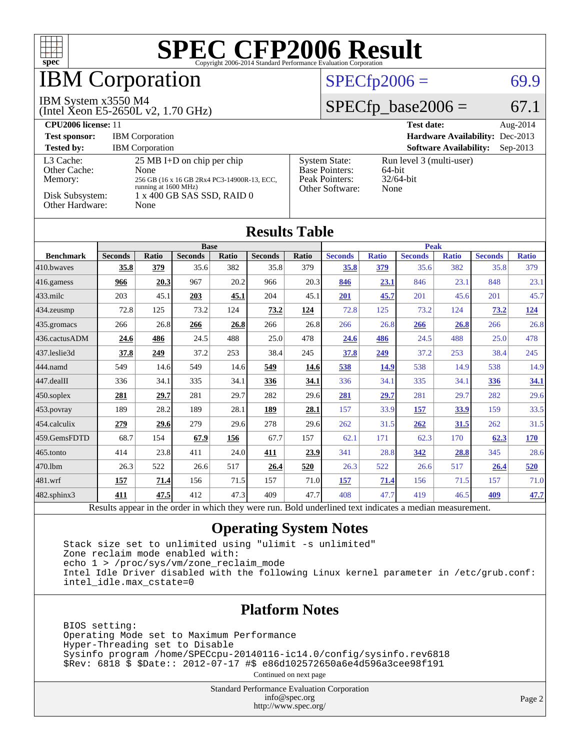# SPEC CFP2006 Result

Copyright 2006-2014 Standard Performance Evaluation Corporation

## IBM Corporation

IBM System x3550 M4
(Intel Xeon E5-2650L v2, 1.70 GHz)

SPECfp2006 = 69.9

SPECfp_base2006 = 67.1

| | | | |
|---|---|---|---|
| **CPU2006 license:** 11 | | **Test date:** | Aug-2014 |
| **Test sponsor:** | IBM Corporation | **Hardware Availability:** | Dec-2013 |
| **Tested by:** | IBM Corporation | **Software Availability:** | Sep-2013 |

| | | | |
|---|---|---|---|
| L3 Cache: | 25 MB I+D on chip per chip | System State: | Run level 3 (multi-user) |
| Other Cache: | None | Base Pointers: | 64-bit |
| Memory: | 256 GB (16 x 16 GB 2Rx4 PC3-14900R-13, ECC, running at 1600 MHz) | Peak Pointers: | 32/64-bit |
| Disk Subsystem: | 1 x 400 GB SAS SSD, RAID 0 | Other Software: | None |
| Other Hardware: | None | | |

## Results Table

| Benchmark | Base | | | | | | Peak | | | | | |
|---|---|---|---|---|---|---|---|---|---|---|---|---|
| | Seconds | Ratio | Seconds | Ratio | Seconds | Ratio | Seconds | Ratio | Seconds | Ratio | Seconds | Ratio |
| 410.bwaves | **35.8** | **379** | 35.6 | 382 | 35.8 | 379 | **35.8** | **379** | 35.6 | 382 | 35.8 | 379 |
| 416.gamess | **966** | **20.3** | 967 | 20.2 | 966 | 20.3 | **846** | **23.1** | 846 | 23.1 | 848 | 23.1 |
| 433.milc | 203 | 45.1 | **203** | **45.1** | 204 | 45.1 | **201** | **45.7** | 201 | 45.6 | 201 | 45.7 |
| 434.zeusmp | 72.8 | 125 | 73.2 | 124 | **73.2** | **124** | 72.8 | 125 | 73.2 | 124 | **73.2** | **124** |
| 435.gromacs | 266 | 26.8 | **266** | **26.8** | 266 | 26.8 | 266 | 26.8 | **266** | **26.8** | 266 | 26.8 |
| 436.cactusADM | **24.6** | **486** | 24.5 | 488 | 25.0 | 478 | **24.6** | **486** | 24.5 | 488 | 25.0 | 478 |
| 437.leslie3d | **37.8** | **249** | 37.2 | 253 | 38.4 | 245 | **37.8** | **249** | 37.2 | 253 | 38.4 | 245 |
| 444.namd | 549 | 14.6 | 549 | 14.6 | **549** | **14.6** | **538** | **14.9** | 538 | 14.9 | 538 | 14.9 |
| 447.dealII | 336 | 34.1 | 335 | 34.1 | **336** | **34.1** | 336 | 34.1 | 335 | 34.1 | **336** | **34.1** |
| 450.soplex | **281** | **29.7** | 281 | 29.7 | 282 | 29.6 | **281** | **29.7** | 281 | 29.7 | 282 | 29.6 |
| 453.povray | 189 | 28.2 | 189 | 28.1 | **189** | **28.1** | 157 | 33.9 | **157** | **33.9** | 159 | 33.5 |
| 454.calculix | **279** | **29.6** | 279 | 29.6 | 278 | 29.6 | 262 | 31.5 | **262** | **31.5** | 262 | 31.5 |
| 459.GemsFDTD | 68.7 | 154 | **67.9** | **156** | 67.7 | 157 | 62.1 | 171 | 62.3 | 170 | **62.3** | **170** |
| 465.tonto | 414 | 23.8 | 411 | 24.0 | **411** | **23.9** | 341 | 28.8 | **342** | **28.8** | 345 | 28.6 |
| 470.lbm | 26.3 | 522 | 26.6 | 517 | **26.4** | **520** | 26.3 | 522 | 26.6 | 517 | **26.4** | **520** |
| 481.wrf | **157** | **71.4** | 156 | 71.5 | 157 | 71.0 | **157** | **71.4** | 156 | 71.5 | 157 | 71.0 |
| 482.sphinx3 | **411** | **47.5** | 412 | 47.3 | 409 | 47.7 | 408 | 47.7 | 419 | 46.5 | **409** | **47.7** |

Results appear in the order in which they were run. Bold underlined text indicates a median measurement.

## Operating System Notes

```
Stack size set to unlimited using "ulimit -s unlimited"
Zone reclaim mode enabled with:
echo 1 > /proc/sys/vm/zone_reclaim_mode
Intel Idle Driver disabled with the following Linux kernel parameter in /etc/grub.conf:
intel_idle.max_cstate=0
```

## Platform Notes

```
BIOS setting:
Operating Mode set to Maximum Performance
Hyper-Threading set to Disable
Sysinfo program /home/SPECcpu-20140116-ic14.0/config/sysinfo.rev6818
$Rev: 6818 $ $Date:: 2012-07-17 #$ e86d102572650a6e4d596a3cee98f191
```

Continued on next page

Standard Performance Evaluation Corporation
info@spec.org
http://www.spec.org/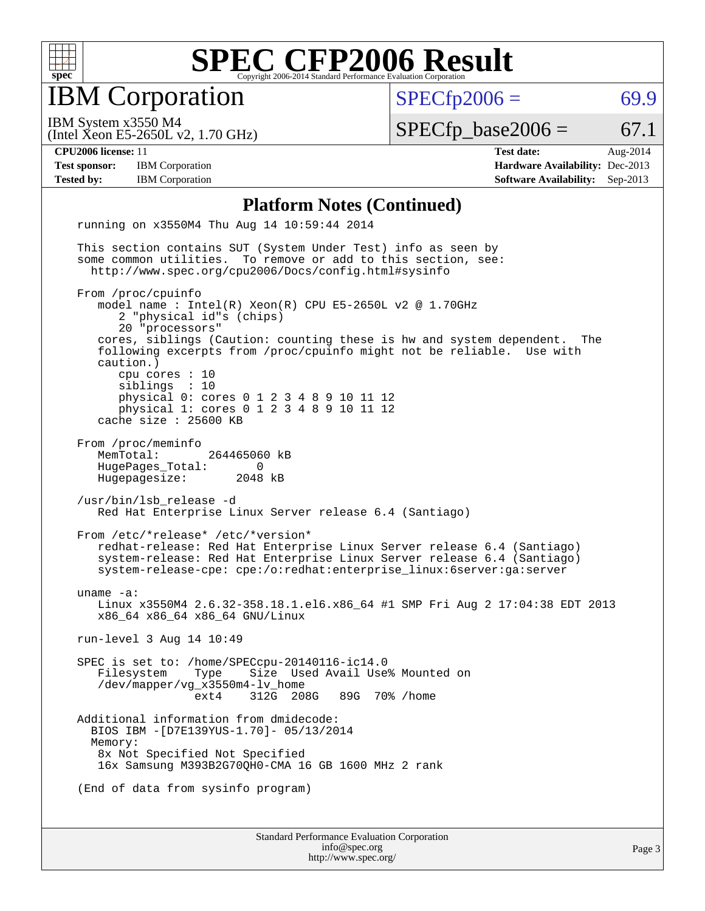# SPEC CFP2006 Result

Copyright 2006-2014 Standard Performance Evaluation Corporation

## IBM Corporation

IBM System x3550 M4
(Intel Xeon E5-2650L v2, 1.70 GHz)

SPECfp2006 = 69.9

SPECfp_base2006 = 67.1

| | | | |
|---|---|---|---|
| **CPU2006 license:** 11 | | **Test date:** | Aug-2014 |
| **Test sponsor:** | IBM Corporation | **Hardware Availability:** | Dec-2013 |
| **Tested by:** | IBM Corporation | **Software Availability:** | Sep-2013 |

### Platform Notes (Continued)

```
running on x3550M4 Thu Aug 14 10:59:44 2014

This section contains SUT (System Under Test) info as seen by
some common utilities.  To remove or add to this section, see:
  http://www.spec.org/cpu2006/Docs/config.html#sysinfo

From /proc/cpuinfo
   model name : Intel(R) Xeon(R) CPU E5-2650L v2 @ 1.70GHz
      2 "physical id"s (chips)
      20 "processors"
   cores, siblings (Caution: counting these is hw and system dependent.  The
   following excerpts from /proc/cpuinfo might not be reliable.  Use with
   caution.)
      cpu cores : 10
      siblings  : 10
      physical 0: cores 0 1 2 3 4 8 9 10 11 12
      physical 1: cores 0 1 2 3 4 8 9 10 11 12
   cache size : 25600 KB

From /proc/meminfo
   MemTotal:       264465060 kB
   HugePages_Total:       0
   Hugepagesize:       2048 kB

/usr/bin/lsb_release -d
   Red Hat Enterprise Linux Server release 6.4 (Santiago)

From /etc/*release* /etc/*version*
   redhat-release: Red Hat Enterprise Linux Server release 6.4 (Santiago)
   system-release: Red Hat Enterprise Linux Server release 6.4 (Santiago)
   system-release-cpe: cpe:/o:redhat:enterprise_linux:6server:ga:server

uname -a:
   Linux x3550M4 2.6.32-358.18.1.el6.x86_64 #1 SMP Fri Aug 2 17:04:38 EDT 2013
   x86_64 x86_64 x86_64 GNU/Linux

run-level 3 Aug 14 10:49

SPEC is set to: /home/SPECcpu-20140116-ic14.0
   Filesystem    Type    Size  Used Avail Use% Mounted on
   /dev/mapper/vg_x3550m4-lv_home
                 ext4    312G  208G   89G  70% /home

Additional information from dmidecode:
  BIOS IBM -[D7E139YUS-1.70]- 05/13/2014
  Memory:
   8x Not Specified Not Specified
   16x Samsung M393B2G70QH0-CMA 16 GB 1600 MHz 2 rank

(End of data from sysinfo program)
```

Standard Performance Evaluation Corporation
info@spec.org
http://www.spec.org/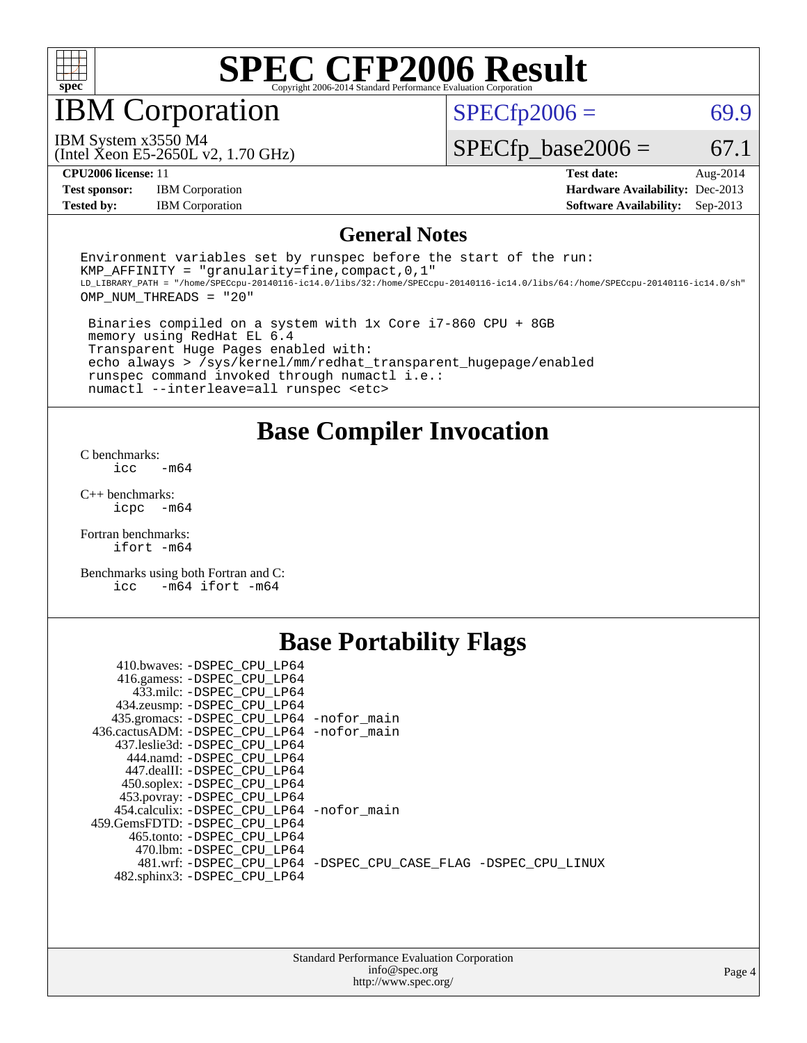# SPEC CFP2006 Result

Copyright 2006-2014 Standard Performance Evaluation Corporation

## IBM Corporation

IBM System x3550 M4
(Intel Xeon E5-2650L v2, 1.70 GHz)

SPECfp2006 = 69.9

SPECfp_base2006 = 67.1

| | | | |
|---|---|---|---|
| **CPU2006 license:** 11 | | **Test date:** | Aug-2014 |
| **Test sponsor:** | IBM Corporation | **Hardware Availability:** | Dec-2013 |
| **Tested by:** | IBM Corporation | **Software Availability:** | Sep-2013 |

### General Notes

```
Environment variables set by runspec before the start of the run:
KMP_AFFINITY = "granularity=fine,compact,0,1"
LD_LIBRARY_PATH = "/home/SPECcpu-20140116-ic14.0/libs/32:/home/SPECcpu-20140116-ic14.0/libs/64:/home/SPECcpu-20140116-ic14.0/sh"
OMP_NUM_THREADS = "20"

 Binaries compiled on a system with 1x Core i7-860 CPU + 8GB
 memory using RedHat EL 6.4
 Transparent Huge Pages enabled with:
 echo always > /sys/kernel/mm/redhat_transparent_hugepage/enabled
 runspec command invoked through numactl i.e.:
 numactl --interleave=all runspec <etc>
```

## Base Compiler Invocation

C benchmarks:
 icc -m64

C++ benchmarks:
 icpc -m64

Fortran benchmarks:
 ifort -m64

Benchmarks using both Fortran and C:
 icc -m64 ifort -m64

## Base Portability Flags

410.bwaves: -DSPEC_CPU_LP64
416.gamess: -DSPEC_CPU_LP64
433.milc: -DSPEC_CPU_LP64
434.zeusmp: -DSPEC_CPU_LP64
435.gromacs: -DSPEC_CPU_LP64 -nofor_main
436.cactusADM: -DSPEC_CPU_LP64 -nofor_main
437.leslie3d: -DSPEC_CPU_LP64
444.namd: -DSPEC_CPU_LP64
447.dealII: -DSPEC_CPU_LP64
450.soplex: -DSPEC_CPU_LP64
453.povray: -DSPEC_CPU_LP64
454.calculix: -DSPEC_CPU_LP64 -nofor_main
459.GemsFDTD: -DSPEC_CPU_LP64
465.tonto: -DSPEC_CPU_LP64
470.lbm: -DSPEC_CPU_LP64
481.wrf: -DSPEC_CPU_LP64 -DSPEC_CPU_CASE_FLAG -DSPEC_CPU_LINUX
482.sphinx3: -DSPEC_CPU_LP64

Standard Performance Evaluation Corporation
info@spec.org
http://www.spec.org/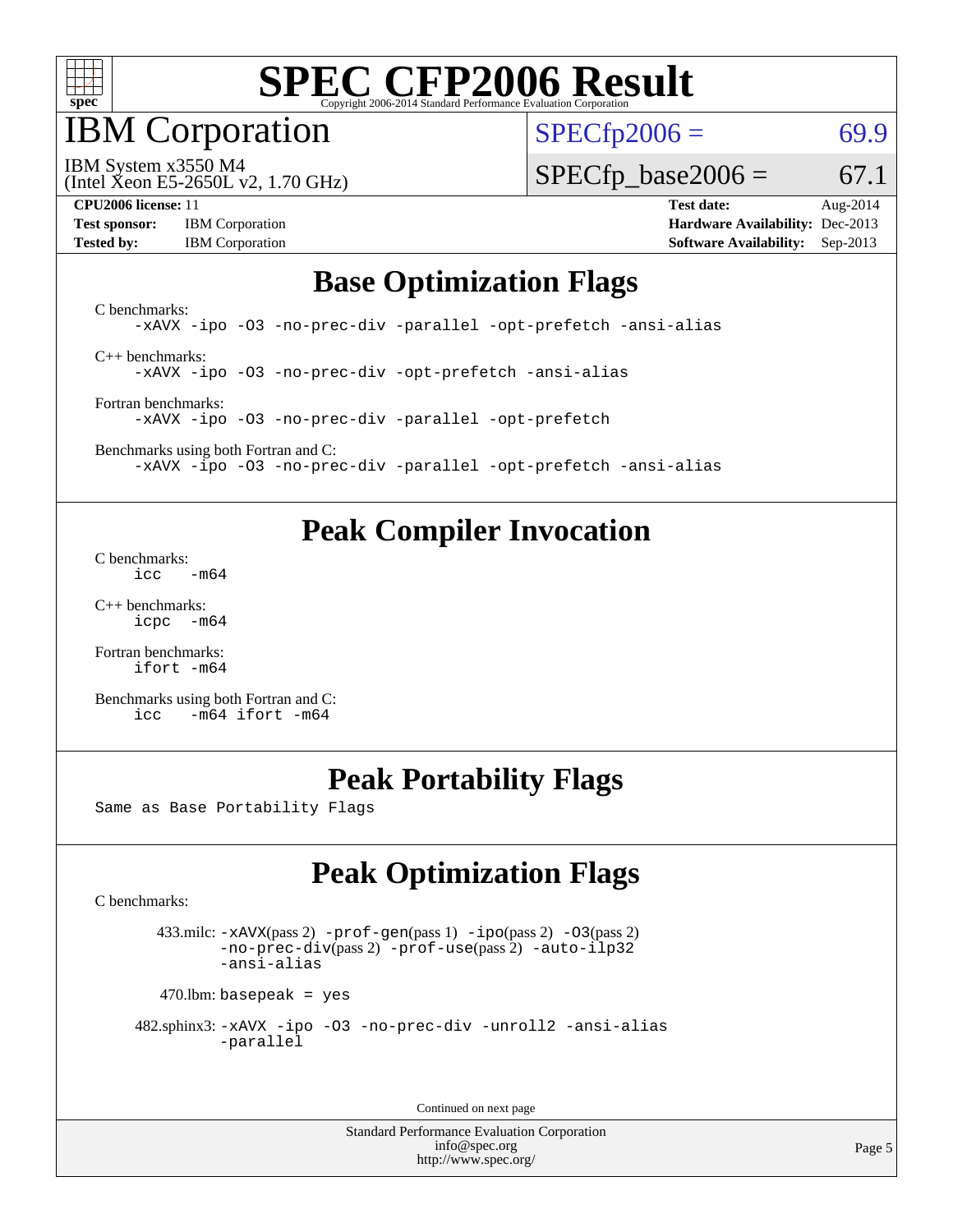# SPEC CFP2006 Result

Copyright 2006-2014 Standard Performance Evaluation Corporation

## IBM Corporation

IBM System x3550 M4
(Intel Xeon E5-2650L v2, 1.70 GHz)

SPECfp2006 = 69.9

SPECfp_base2006 = 67.1

**CPU2006 license:** 11
**Test sponsor:** IBM Corporation
**Tested by:** IBM Corporation

**Test date:** Aug-2014
**Hardware Availability:** Dec-2013
**Software Availability:** Sep-2013

## Base Optimization Flags

C benchmarks:
```
-xAVX -ipo -O3 -no-prec-div -parallel -opt-prefetch -ansi-alias
```

C++ benchmarks:
```
-xAVX -ipo -O3 -no-prec-div -opt-prefetch -ansi-alias
```

Fortran benchmarks:
```
-xAVX -ipo -O3 -no-prec-div -parallel -opt-prefetch
```

Benchmarks using both Fortran and C:
```
-xAVX -ipo -O3 -no-prec-div -parallel -opt-prefetch -ansi-alias
```

## Peak Compiler Invocation

C benchmarks:
```
icc   -m64
```

C++ benchmarks:
```
icpc  -m64
```

Fortran benchmarks:
```
ifort -m64
```

Benchmarks using both Fortran and C:
```
icc   -m64 ifort -m64
```

## Peak Portability Flags

Same as Base Portability Flags

## Peak Optimization Flags

C benchmarks:

433.milc: -xAVX(pass 2) -prof-gen(pass 1) -ipo(pass 2) -O3(pass 2) -no-prec-div(pass 2) -prof-use(pass 2) -auto-ilp32 -ansi-alias

470.lbm: basepeak = yes

482.sphinx3: -xAVX -ipo -O3 -no-prec-div -unroll2 -ansi-alias -parallel

Continued on next page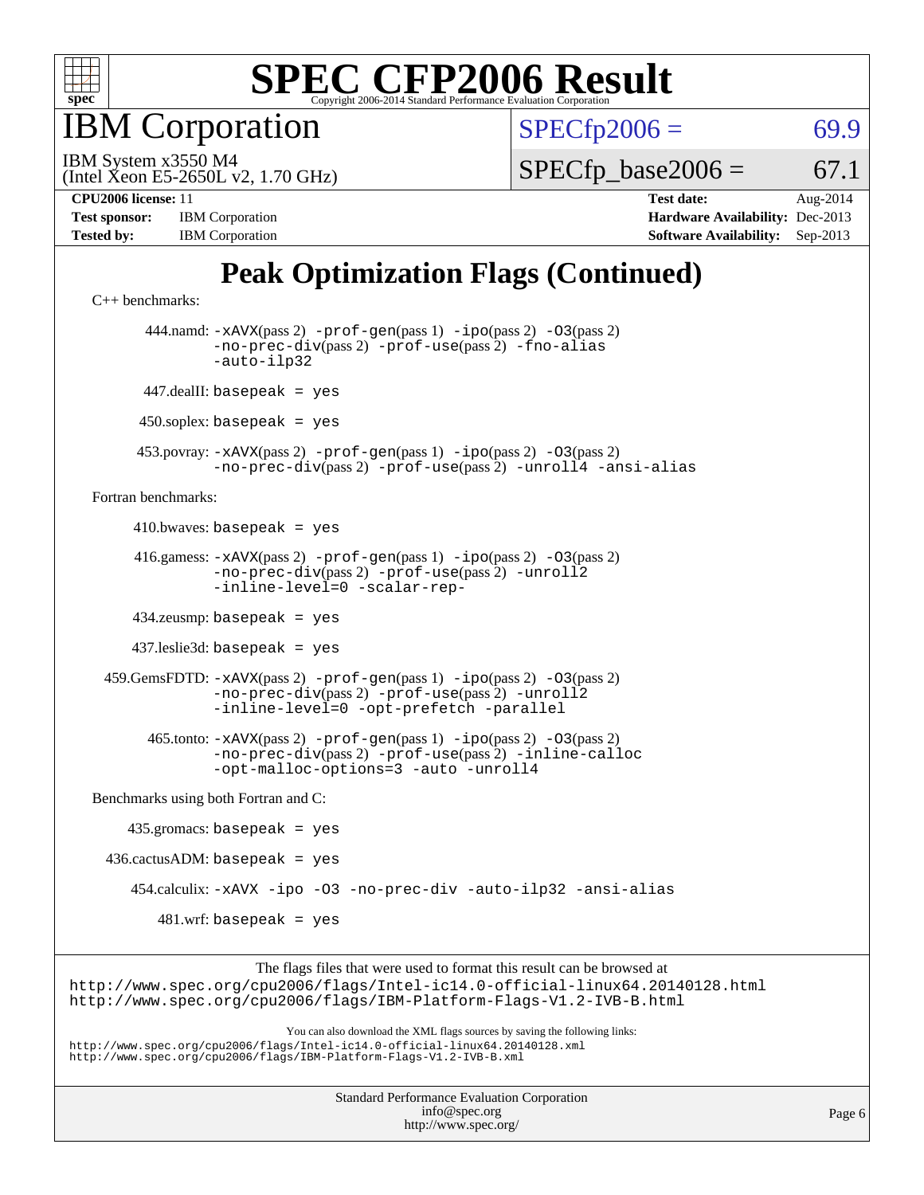# SPEC CFP2006 Result

Copyright 2006-2014 Standard Performance Evaluation Corporation

## IBM Corporation

IBM System x3550 M4
(Intel Xeon E5-2650L v2, 1.70 GHz)

SPECfp2006 = 69.9

SPECfp_base2006 = 67.1

| | | | |
|---|---|---|---|
| **CPU2006 license:** 11 | | **Test date:** | Aug-2014 |
| **Test sponsor:** | IBM Corporation | **Hardware Availability:** | Dec-2013 |
| **Tested by:** | IBM Corporation | **Software Availability:** | Sep-2013 |

## Peak Optimization Flags (Continued)

C++ benchmarks:

444.namd: `-xAVX`(pass 2) `-prof-gen`(pass 1) `-ipo`(pass 2) `-O3`(pass 2) `-no-prec-div`(pass 2) `-prof-use`(pass 2) `-fno-alias` `-auto-ilp32`

447.dealII: `basepeak = yes`

450.soplex: `basepeak = yes`

453.povray: `-xAVX`(pass 2) `-prof-gen`(pass 1) `-ipo`(pass 2) `-O3`(pass 2) `-no-prec-div`(pass 2) `-prof-use`(pass 2) `-unroll4` `-ansi-alias`

Fortran benchmarks:

410.bwaves: `basepeak = yes`

416.gamess: `-xAVX`(pass 2) `-prof-gen`(pass 1) `-ipo`(pass 2) `-O3`(pass 2) `-no-prec-div`(pass 2) `-prof-use`(pass 2) `-unroll2` `-inline-level=0` `-scalar-rep-`

434.zeusmp: `basepeak = yes`

437.leslie3d: `basepeak = yes`

459.GemsFDTD: `-xAVX`(pass 2) `-prof-gen`(pass 1) `-ipo`(pass 2) `-O3`(pass 2) `-no-prec-div`(pass 2) `-prof-use`(pass 2) `-unroll2` `-inline-level=0` `-opt-prefetch` `-parallel`

465.tonto: `-xAVX`(pass 2) `-prof-gen`(pass 1) `-ipo`(pass 2) `-O3`(pass 2) `-no-prec-div`(pass 2) `-prof-use`(pass 2) `-inline-calloc` `-opt-malloc-options=3` `-auto` `-unroll4`

Benchmarks using both Fortran and C:

435.gromacs: `basepeak = yes`

436.cactusADM: `basepeak = yes`

454.calculix: `-xAVX` `-ipo` `-O3` `-no-prec-div` `-auto-ilp32` `-ansi-alias`

481.wrf: `basepeak = yes`

The flags files that were used to format this result can be browsed at
http://www.spec.org/cpu2006/flags/Intel-ic14.0-official-linux64.20140128.html
http://www.spec.org/cpu2006/flags/IBM-Platform-Flags-V1.2-IVB-B.html

You can also download the XML flags sources by saving the following links:
http://www.spec.org/cpu2006/flags/Intel-ic14.0-official-linux64.20140128.xml
http://www.spec.org/cpu2006/flags/IBM-Platform-Flags-V1.2-IVB-B.xml

Standard Performance Evaluation Corporation
info@spec.org
http://www.spec.org/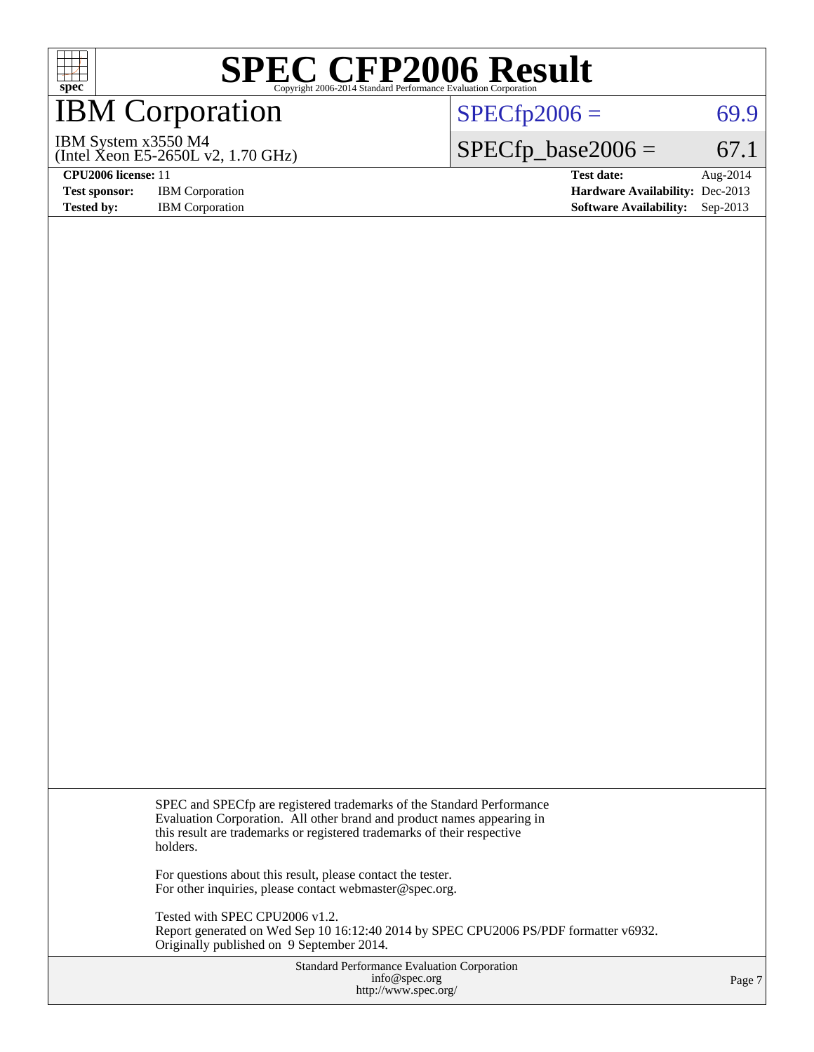SPEC and SPECfp are registered trademarks of the Standard Performance Evaluation Corporation. All other brand and product names appearing in this result are trademarks or registered trademarks of their respective holders.

For questions about this result, please contact the tester.
For other inquiries, please contact webmaster@spec.org.

Tested with SPEC CPU2006 v1.2.
Report generated on Wed Sep 10 16:12:40 2014 by SPEC CPU2006 PS/PDF formatter v6932.
Originally published on 9 September 2014.